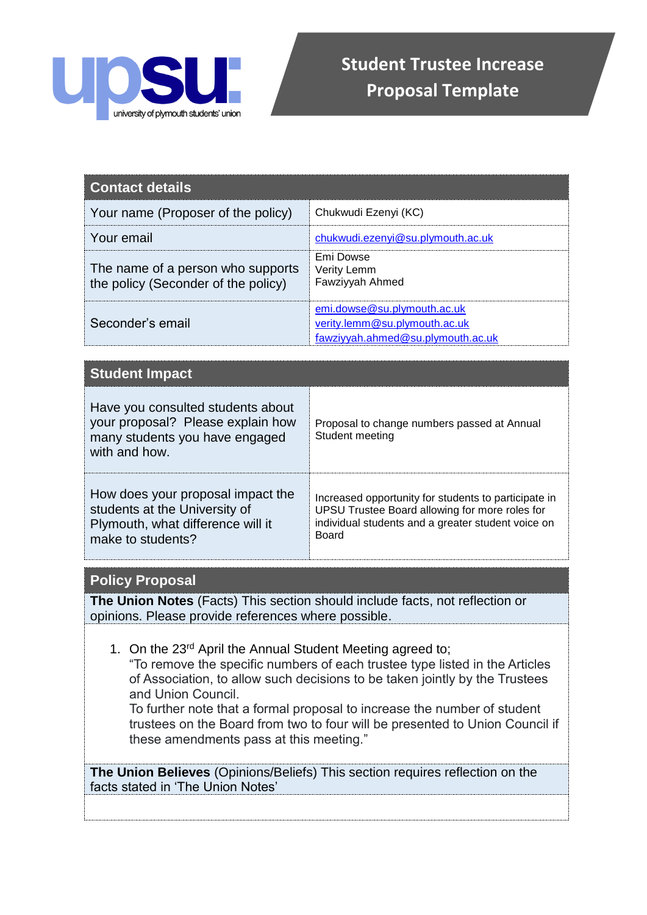# Student Trustee Increase Proposal Template

| Contact details | |
|---|---|
| Your name (Proposer of the policy) | Chukwudi Ezenyi (KC) |
| Your email | chukwudi.ezenyi@su.plymouth.ac.uk |
| The name of a person who supports the policy (Seconder of the policy) | Emi Dowse<br>Verity Lemm<br>Fawziyyah Ahmed |
| Seconder's email | emi.dowse@su.plymouth.ac.uk<br>verity.lemm@su.plymouth.ac.uk<br>fawziyyah.ahmed@su.plymouth.ac.uk |

| Student Impact | |
|---|---|
| Have you consulted students about your proposal? Please explain how many students you have engaged with and how. | Proposal to change numbers passed at Annual Student meeting |
| How does your proposal impact the students at the University of Plymouth, what difference will it make to students? | Increased opportunity for students to participate in UPSU Trustee Board allowing for more roles for individual students and a greater student voice on Board |

## Policy Proposal

**The Union Notes** (Facts) This section should include facts, not reflection or opinions. Please provide references where possible.

1. On the 23rd April the Annual Student Meeting agreed to;
   "To remove the specific numbers of each trustee type listed in the Articles of Association, to allow such decisions to be taken jointly by the Trustees and Union Council.
   To further note that a formal proposal to increase the number of student trustees on the Board from two to four will be presented to Union Council if these amendments pass at this meeting."

**The Union Believes** (Opinions/Beliefs) This section requires reflection on the facts stated in 'The Union Notes'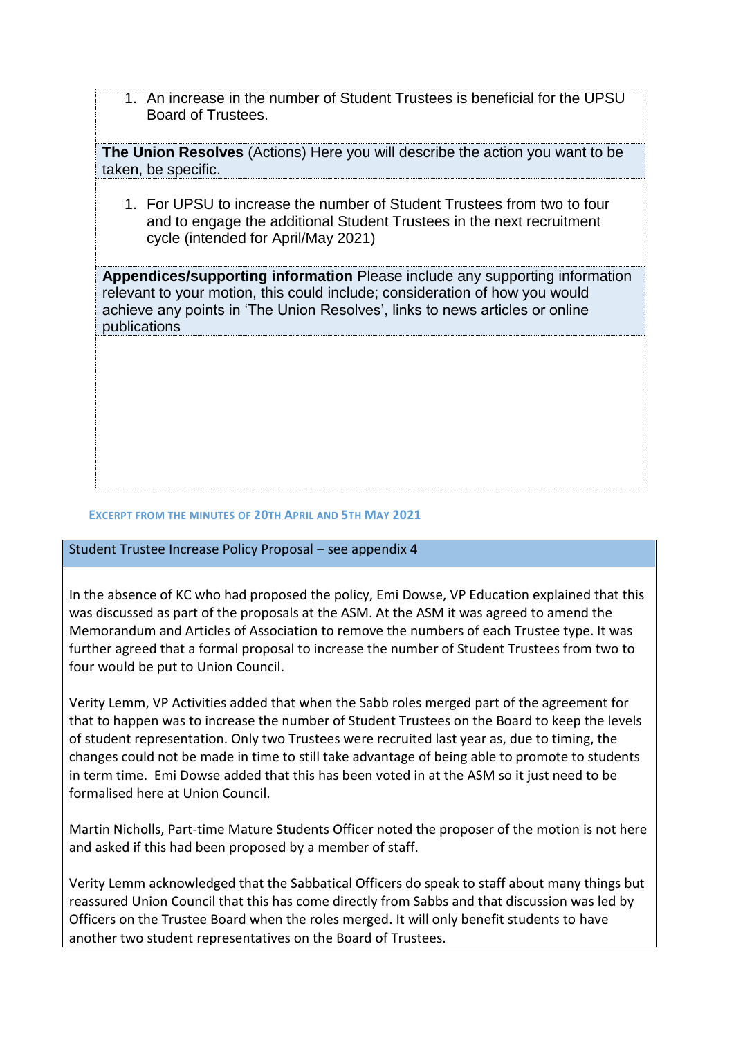1. An increase in the number of Student Trustees is beneficial for the UPSU Board of Trustees.

**The Union Resolves** (Actions) Here you will describe the action you want to be taken, be specific.

1. For UPSU to increase the number of Student Trustees from two to four and to engage the additional Student Trustees in the next recruitment cycle (intended for April/May 2021)

**Appendices/supporting information** Please include any supporting information relevant to your motion, this could include; consideration of how you would achieve any points in 'The Union Resolves', links to news articles or online publications

### EXCERPT FROM THE MINUTES OF 20TH APRIL AND 5TH MAY 2021

**Student Trustee Increase Policy Proposal – see appendix 4**

In the absence of KC who had proposed the policy, Emi Dowse, VP Education explained that this was discussed as part of the proposals at the ASM. At the ASM it was agreed to amend the Memorandum and Articles of Association to remove the numbers of each Trustee type. It was further agreed that a formal proposal to increase the number of Student Trustees from two to four would be put to Union Council.

Verity Lemm, VP Activities added that when the Sabb roles merged part of the agreement for that to happen was to increase the number of Student Trustees on the Board to keep the levels of student representation. Only two Trustees were recruited last year as, due to timing, the changes could not be made in time to still take advantage of being able to promote to students in term time. Emi Dowse added that this has been voted in at the ASM so it just need to be formalised here at Union Council.

Martin Nicholls, Part-time Mature Students Officer noted the proposer of the motion is not here and asked if this had been proposed by a member of staff.

Verity Lemm acknowledged that the Sabbatical Officers do speak to staff about many things but reassured Union Council that this has come directly from Sabbs and that discussion was led by Officers on the Trustee Board when the roles merged. It will only benefit students to have another two student representatives on the Board of Trustees.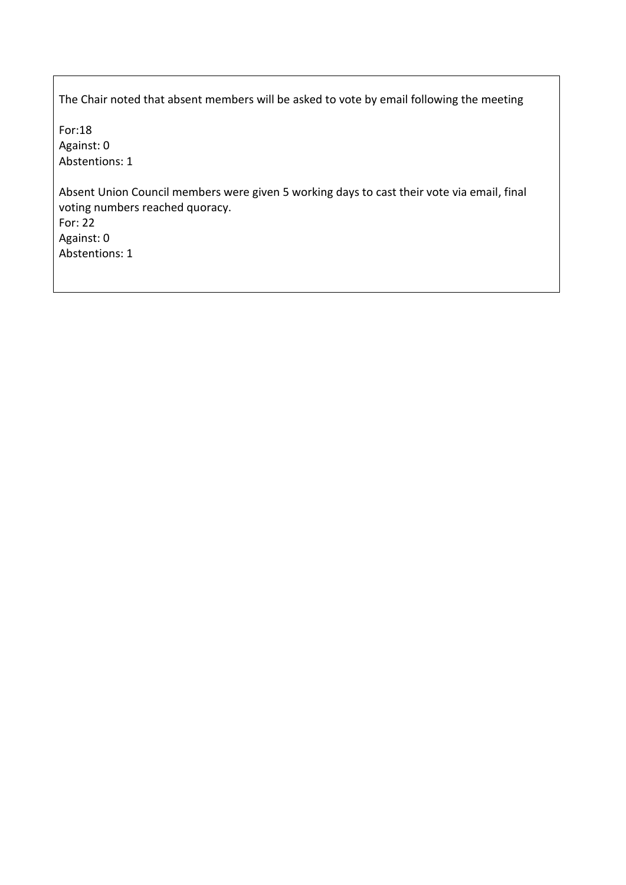The Chair noted that absent members will be asked to vote by email following the meeting

For:18
Against: 0
Abstentions: 1

Absent Union Council members were given 5 working days to cast their vote via email, final voting numbers reached quoracy.
For: 22
Against: 0
Abstentions: 1